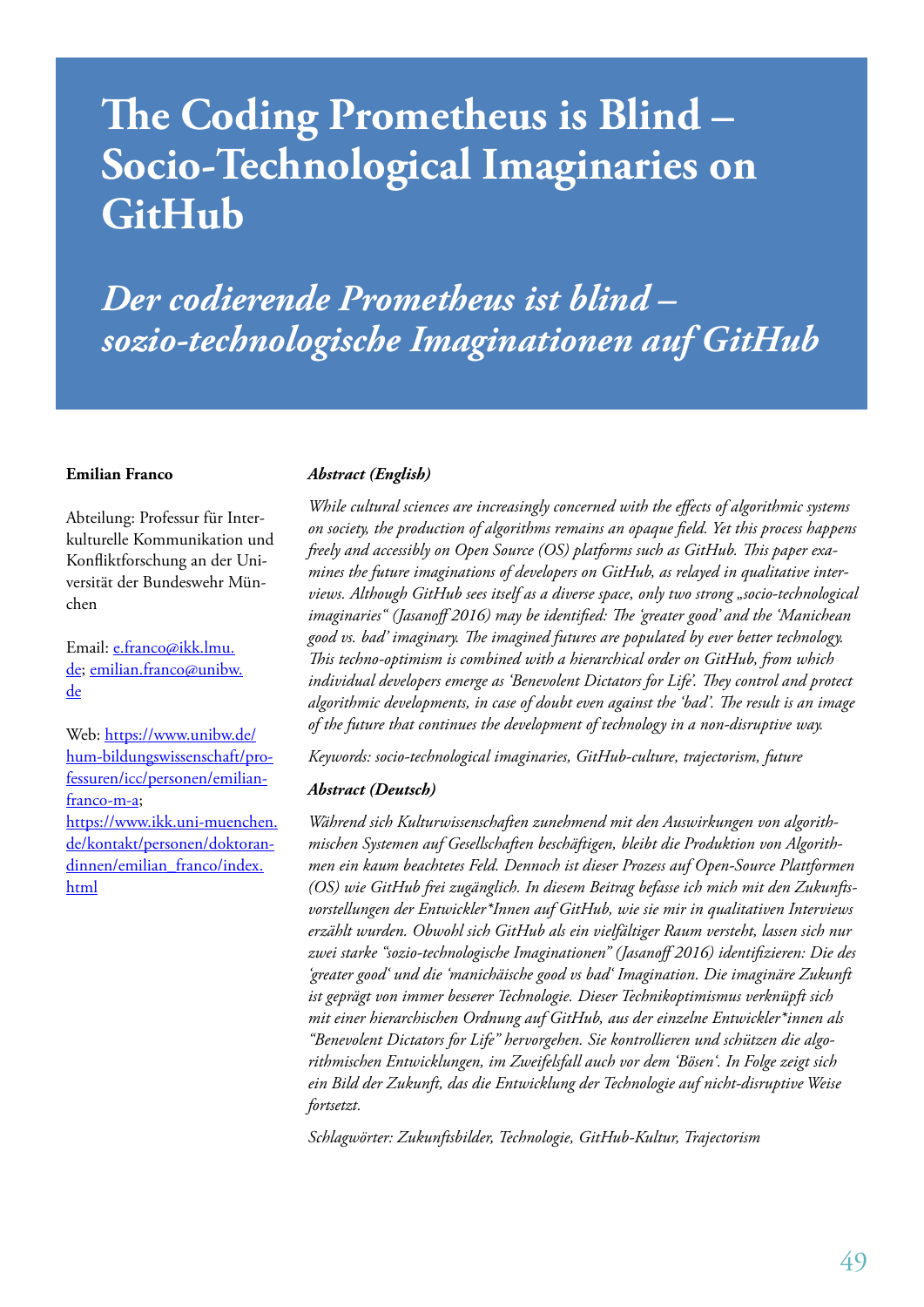# The Coding Prometheus is Blind – Socio-Technological Imaginaries on GitHub

## *Der codierende Prometheus ist blind – sozio-technologische Imaginationen auf GitHub*

**Emilian Franco**

Abteilung: Professur für Interkulturelle Kommunikation und Konfliktforschung an der Universität der Bundeswehr München

Email: e.franco@ikk.lmu.de; emilian.franco@unibw.de

Web: https://www.unibw.de/hum-bildungswissenschaft/professuren/icc/personen/emilian-franco-m-a; https://www.ikk.uni-muenchen.de/kontakt/personen/doktorandinnen/emilian_franco/index.html

***Abstract (English)***

*While cultural sciences are increasingly concerned with the effects of algorithmic systems on society, the production of algorithms remains an opaque field. Yet this process happens freely and accessibly on Open Source (OS) platforms such as GitHub. This paper examines the future imaginations of developers on GitHub, as relayed in qualitative interviews. Although GitHub sees itself as a diverse space, only two strong „socio-technological imaginaries" (Jasanoff 2016) may be identified: The 'greater good' and the 'Manichean good vs. bad' imaginary. The imagined futures are populated by ever better technology. This techno-optimism is combined with a hierarchical order on GitHub, from which individual developers emerge as 'Benevolent Dictators for Life'. They control and protect algorithmic developments, in case of doubt even against the 'bad'. The result is an image of the future that continues the development of technology in a non-disruptive way.*

*Keywords: socio-technological imaginaries, GitHub-culture, trajectorism, future*

***Abstract (Deutsch)***

*Während sich Kulturwissenschaften zunehmend mit den Auswirkungen von algorithmischen Systemen auf Gesellschaften beschäftigen, bleibt die Produktion von Algorithmen ein kaum beachtetes Feld. Dennoch ist dieser Prozess auf Open-Source Plattformen (OS) wie GitHub frei zugänglich. In diesem Beitrag befasse ich mich mit den Zukunftsvorstellungen der Entwickler\*Innen auf GitHub, wie sie mir in qualitativen Interviews erzählt wurden. Obwohl sich GitHub als ein vielfältiger Raum versteht, lassen sich nur zwei starke "sozio-technologische Imaginationen" (Jasanoff 2016) identifizieren: Die des 'greater good' und die 'manichäische good vs bad' Imagination. Die imaginäre Zukunft ist geprägt von immer besserer Technologie. Dieser Technikoptimismus verknüpft sich mit einer hierarchischen Ordnung auf GitHub, aus der einzelne Entwickler\*innen als "Benevolent Dictators for Life" hervorgehen. Sie kontrollieren und schützen die algorithmischen Entwicklungen, im Zweifelsfall auch vor dem 'Bösen'. In Folge zeigt sich ein Bild der Zukunft, das die Entwicklung der Technologie auf nicht-disruptive Weise fortsetzt.*

*Schlagwörter: Zukunftsbilder, Technologie, GitHub-Kultur, Trajectorism*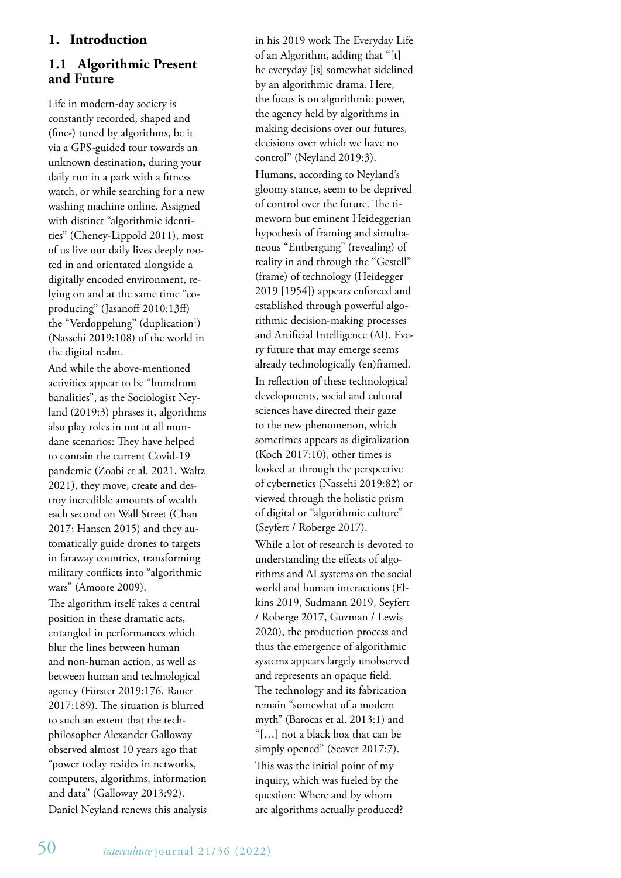# 1. Introduction

## 1.1 Algorithmic Present and Future

Life in modern-day society is constantly recorded, shaped and (fine-) tuned by algorithms, be it via a GPS-guided tour towards an unknown destination, during your daily run in a park with a fitness watch, or while searching for a new washing machine online. Assigned with distinct "algorithmic identities" (Cheney-Lippold 2011), most of us live our daily lives deeply rooted in and orientated alongside a digitally encoded environment, relying on and at the same time "co-producing" (Jasanoff 2010:13ff) the "Verdoppelung" (duplication[1]) (Nassehi 2019:108) of the world in the digital realm.

And while the above-mentioned activities appear to be "humdrum banalities", as the Sociologist Neyland (2019:3) phrases it, algorithms also play roles in not at all mundane scenarios: They have helped to contain the current Covid-19 pandemic (Zoabi et al. 2021, Waltz 2021), they move, create and destroy incredible amounts of wealth each second on Wall Street (Chan 2017; Hansen 2015) and they automatically guide drones to targets in faraway countries, transforming military conflicts into "algorithmic wars" (Amoore 2009).

The algorithm itself takes a central position in these dramatic acts, entangled in performances which blur the lines between human and non-human action, as well as between human and technological agency (Förster 2019:176, Rauer 2017:189). The situation is blurred to such an extent that the tech-philosopher Alexander Galloway observed almost 10 years ago that "power today resides in networks, computers, algorithms, information and data" (Galloway 2013:92). Daniel Neyland renews this analysis in his 2019 work The Everyday Life of an Algorithm, adding that "[t]he everyday [is] somewhat sidelined by an algorithmic drama. Here, the focus is on algorithmic power, the agency held by algorithms in making decisions over our futures, decisions over which we have no control" (Neyland 2019:3).

Humans, according to Neyland's gloomy stance, seem to be deprived of control over the future. The timeworn but eminent Heideggerian hypothesis of framing and simultaneous "Entbergung" (revealing) of reality in and through the "Gestell" (frame) of technology (Heidegger 2019 [1954]) appears enforced and established through powerful algorithmic decision-making processes and Artificial Intelligence (AI). Every future that may emerge seems already technologically (en)framed.

In reflection of these technological developments, social and cultural sciences have directed their gaze to the new phenomenon, which sometimes appears as digitalization (Koch 2017:10), other times is looked at through the perspective of cybernetics (Nassehi 2019:82) or viewed through the holistic prism of digital or "algorithmic culture" (Seyfert / Roberge 2017).

While a lot of research is devoted to understanding the effects of algorithms and AI systems on the social world and human interactions (Elkins 2019, Sudmann 2019, Seyfert / Roberge 2017, Guzman / Lewis 2020), the production process and thus the emergence of algorithmic systems appears largely unobserved and represents an opaque field. The technology and its fabrication remain "somewhat of a modern myth" (Barocas et al. 2013:1) and "[…] not a black box that can be simply opened" (Seaver 2017:7).

This was the initial point of my inquiry, which was fueled by the question: Where and by whom are algorithms actually produced?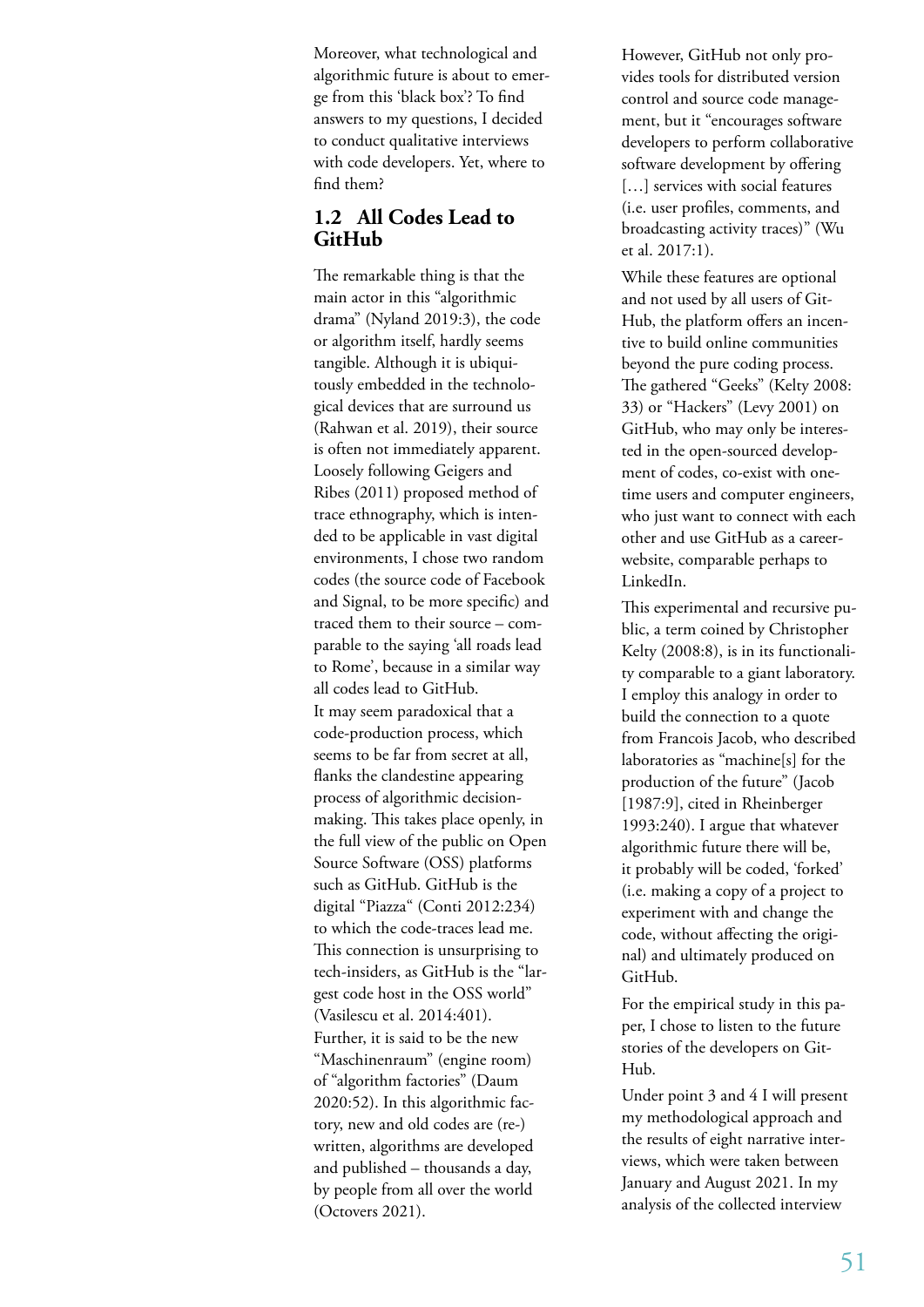Moreover, what technological and algorithmic future is about to emerge from this 'black box'? To find answers to my questions, I decided to conduct qualitative interviews with code developers. Yet, where to find them?

## 1.2 All Codes Lead to GitHub

The remarkable thing is that the main actor in this "algorithmic drama" (Nyland 2019:3), the code or algorithm itself, hardly seems tangible. Although it is ubiquitously embedded in the technological devices that are surround us (Rahwan et al. 2019), their source is often not immediately apparent. Loosely following Geigers and Ribes (2011) proposed method of trace ethnography, which is intended to be applicable in vast digital environments, I chose two random codes (the source code of Facebook and Signal, to be more specific) and traced them to their source – comparable to the saying 'all roads lead to Rome', because in a similar way all codes lead to GitHub.

It may seem paradoxical that a code-production process, which seems to be far from secret at all, flanks the clandestine appearing process of algorithmic decision-making. This takes place openly, in the full view of the public on Open Source Software (OSS) platforms such as GitHub. GitHub is the digital "Piazza" (Conti 2012:234) to which the code-traces lead me. This connection is unsurprising to tech-insiders, as GitHub is the "largest code host in the OSS world" (Vasilescu et al. 2014:401). Further, it is said to be the new "Maschinenraum" (engine room) of "algorithm factories" (Daum 2020:52). In this algorithmic factory, new and old codes are (re-)written, algorithms are developed and published – thousands a day, by people from all over the world (Octovers 2021).

However, GitHub not only provides tools for distributed version control and source code management, but it "encourages software developers to perform collaborative software development by offering […] services with social features (i.e. user profiles, comments, and broadcasting activity traces)" (Wu et al. 2017:1).

While these features are optional and not used by all users of GitHub, the platform offers an incentive to build online communities beyond the pure coding process. The gathered "Geeks" (Kelty 2008:33) or "Hackers" (Levy 2001) on GitHub, who may only be interested in the open-sourced development of codes, co-exist with one-time users and computer engineers, who just want to connect with each other and use GitHub as a career-website, comparable perhaps to LinkedIn.

This experimental and recursive public, a term coined by Christopher Kelty (2008:8), is in its functionality comparable to a giant laboratory. I employ this analogy in order to build the connection to a quote from Francois Jacob, who described laboratories as "machine[s] for the production of the future" (Jacob [1987:9], cited in Rheinberger 1993:240). I argue that whatever algorithmic future there will be, it probably will be coded, 'forked' (i.e. making a copy of a project to experiment with and change the code, without affecting the original) and ultimately produced on GitHub.

For the empirical study in this paper, I chose to listen to the future stories of the developers on GitHub.

Under point 3 and 4 I will present my methodological approach and the results of eight narrative interviews, which were taken between January and August 2021. In my analysis of the collected interview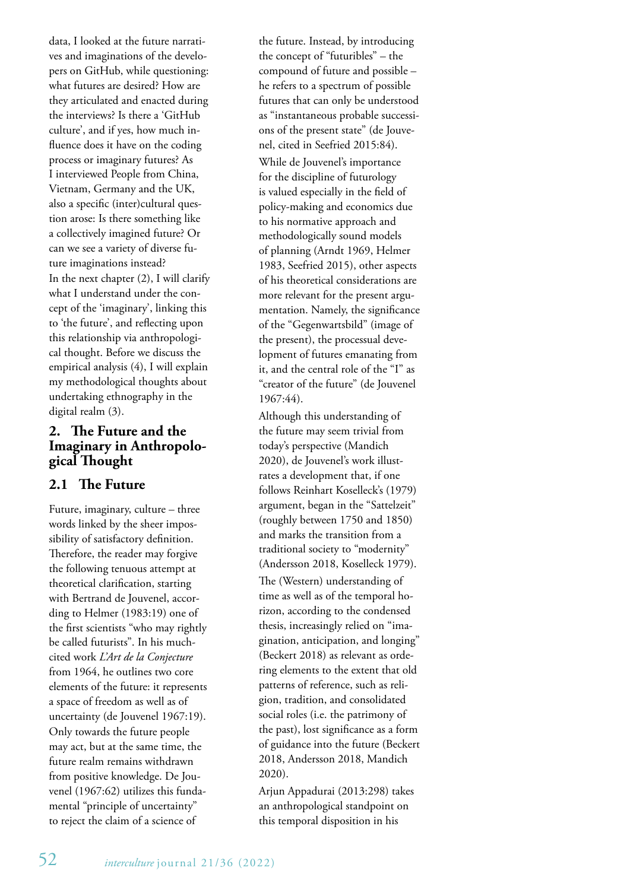data, I looked at the future narratives and imaginations of the developers on GitHub, while questioning: what futures are desired? How are they articulated and enacted during the interviews? Is there a 'GitHub culture', and if yes, how much influence does it have on the coding process or imaginary futures? As I interviewed People from China, Vietnam, Germany and the UK, also a specific (inter)cultural question arose: Is there something like a collectively imagined future? Or can we see a variety of diverse future imaginations instead?

In the next chapter (2), I will clarify what I understand under the concept of the 'imaginary', linking this to 'the future', and reflecting upon this relationship via anthropological thought. Before we discuss the empirical analysis (4), I will explain my methodological thoughts about undertaking ethnography in the digital realm (3).

## 2. The Future and the Imaginary in Anthropological Thought

### 2.1 The Future

Future, imaginary, culture – three words linked by the sheer impossibility of satisfactory definition. Therefore, the reader may forgive the following tenuous attempt at theoretical clarification, starting with Bertrand de Jouvenel, according to Helmer (1983:19) one of the first scientists "who may rightly be called futurists". In his much-cited work *L'Art de la Conjecture* from 1964, he outlines two core elements of the future: it represents a space of freedom as well as of uncertainty (de Jouvenel 1967:19). Only towards the future people may act, but at the same time, the future realm remains withdrawn from positive knowledge. De Jouvenel (1967:62) utilizes this fundamental "principle of uncertainty" to reject the claim of a science of the future. Instead, by introducing the concept of "futuribles" – the compound of future and possible – he refers to a spectrum of possible futures that can only be understood as "instantaneous probable successions of the present state" (de Jouvenel, cited in Seefried 2015:84).

While de Jouvenel's importance for the discipline of futurology is valued especially in the field of policy-making and economics due to his normative approach and methodologically sound models of planning (Arndt 1969, Helmer 1983, Seefried 2015), other aspects of his theoretical considerations are more relevant for the present argumentation. Namely, the significance of the "Gegenwartsbild" (image of the present), the processual development of futures emanating from it, and the central role of the "I" as "creator of the future" (de Jouvenel 1967:44).

Although this understanding of the future may seem trivial from today's perspective (Mandich 2020), de Jouvenel's work illustrates a development that, if one follows Reinhart Koselleck's (1979) argument, began in the "Sattelzeit" (roughly between 1750 and 1850) and marks the transition from a traditional society to "modernity" (Andersson 2018, Koselleck 1979).

The (Western) understanding of time as well as of the temporal horizon, according to the condensed thesis, increasingly relied on "imagination, anticipation, and longing" (Beckert 2018) as relevant as ordering elements to the extent that old patterns of reference, such as religion, tradition, and consolidated social roles (i.e. the patrimony of the past), lost significance as a form of guidance into the future (Beckert 2018, Andersson 2018, Mandich 2020).

Arjun Appadurai (2013:298) takes an anthropological standpoint on this temporal disposition in his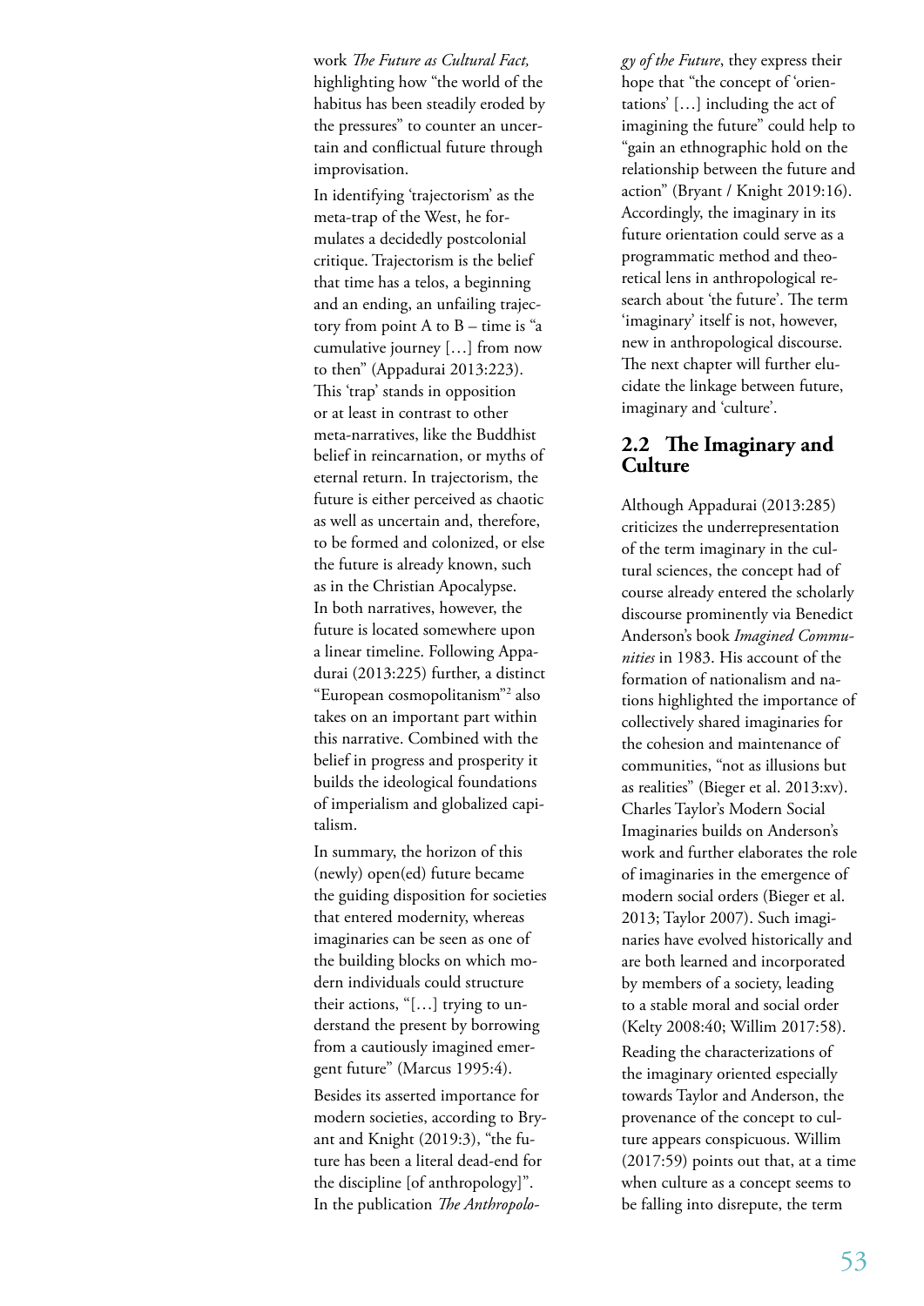work *The Future as Cultural Fact,* highlighting how "the world of the habitus has been steadily eroded by the pressures" to counter an uncertain and conflictual future through improvisation.

In identifying 'trajectorism' as the meta-trap of the West, he formulates a decidedly postcolonial critique. Trajectorism is the belief that time has a telos, a beginning and an ending, an unfailing trajectory from point A to B – time is "a cumulative journey […] from now to then" (Appadurai 2013:223). This 'trap' stands in opposition or at least in contrast to other meta-narratives, like the Buddhist belief in reincarnation, or myths of eternal return. In trajectorism, the future is either perceived as chaotic as well as uncertain and, therefore, to be formed and colonized, or else the future is already known, such as in the Christian Apocalypse. In both narratives, however, the future is located somewhere upon a linear timeline. Following Appadurai (2013:225) further, a distinct "European cosmopolitanism"[2] also takes on an important part within this narrative. Combined with the belief in progress and prosperity it builds the ideological foundations of imperialism and globalized capitalism.

In summary, the horizon of this (newly) open(ed) future became the guiding disposition for societies that entered modernity, whereas imaginaries can be seen as one of the building blocks on which modern individuals could structure their actions, "[…] trying to understand the present by borrowing from a cautiously imagined emergent future" (Marcus 1995:4).

Besides its asserted importance for modern societies, according to Bryant and Knight (2019:3), "the future has been a literal dead-end for the discipline [of anthropology]". In the publication *The Anthropology of the Future*, they express their hope that "the concept of 'orientations' […] including the act of imagining the future" could help to "gain an ethnographic hold on the relationship between the future and action" (Bryant / Knight 2019:16). Accordingly, the imaginary in its future orientation could serve as a programmatic method and theoretical lens in anthropological research about 'the future'. The term 'imaginary' itself is not, however, new in anthropological discourse. The next chapter will further elucidate the linkage between future, imaginary and 'culture'.

## 2.2 The Imaginary and Culture

Although Appadurai (2013:285) criticizes the underrepresentation of the term imaginary in the cultural sciences, the concept had of course already entered the scholarly discourse prominently via Benedict Anderson's book *Imagined Communities* in 1983. His account of the formation of nationalism and nations highlighted the importance of collectively shared imaginaries for the cohesion and maintenance of communities, "not as illusions but as realities" (Bieger et al. 2013:xv). Charles Taylor's Modern Social Imaginaries builds on Anderson's work and further elaborates the role of imaginaries in the emergence of modern social orders (Bieger et al. 2013; Taylor 2007). Such imaginaries have evolved historically and are both learned and incorporated by members of a society, leading to a stable moral and social order (Kelty 2008:40; Willim 2017:58).

Reading the characterizations of the imaginary oriented especially towards Taylor and Anderson, the provenance of the concept to culture appears conspicuous. Willim (2017:59) points out that, at a time when culture as a concept seems to be falling into disrepute, the term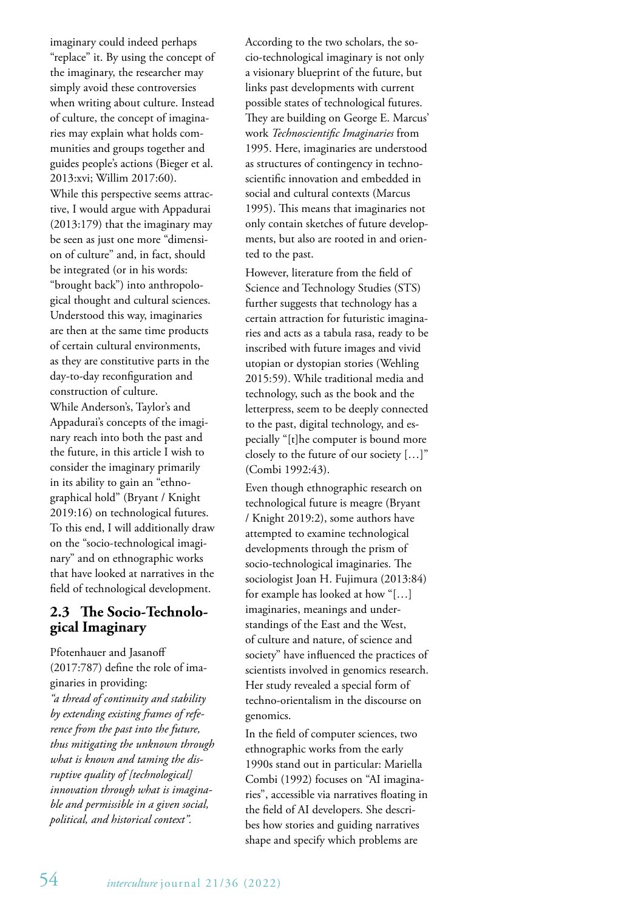imaginary could indeed perhaps "replace" it. By using the concept of the imaginary, the researcher may simply avoid these controversies when writing about culture. Instead of culture, the concept of imaginaries may explain what holds communities and groups together and guides people's actions (Bieger et al. 2013:xvi; Willim 2017:60).

While this perspective seems attractive, I would argue with Appadurai (2013:179) that the imaginary may be seen as just one more "dimension of culture" and, in fact, should be integrated (or in his words: "brought back") into anthropological thought and cultural sciences. Understood this way, imaginaries are then at the same time products of certain cultural environments, as they are constitutive parts in the day-to-day reconfiguration and construction of culture.

While Anderson's, Taylor's and Appadurai's concepts of the imaginary reach into both the past and the future, in this article I wish to consider the imaginary primarily in its ability to gain an "ethnographical hold" (Bryant / Knight 2019:16) on technological futures. To this end, I will additionally draw on the "socio-technological imaginary" and on ethnographic works that have looked at narratives in the field of technological development.

## 2.3 The Socio-Technological Imaginary

Pfotenhauer and Jasanoff (2017:787) define the role of imaginaries in providing:

*"a thread of continuity and stability by extending existing frames of reference from the past into the future, thus mitigating the unknown through what is known and taming the disruptive quality of [technological] innovation through what is imaginable and permissible in a given social, political, and historical context".*

According to the two scholars, the socio-technological imaginary is not only a visionary blueprint of the future, but links past developments with current possible states of technological futures. They are building on George E. Marcus' work *Technoscientific Imaginaries* from 1995. Here, imaginaries are understood as structures of contingency in technoscientific innovation and embedded in social and cultural contexts (Marcus 1995). This means that imaginaries not only contain sketches of future developments, but also are rooted in and oriented to the past.

However, literature from the field of Science and Technology Studies (STS) further suggests that technology has a certain attraction for futuristic imaginaries and acts as a tabula rasa, ready to be inscribed with future images and vivid utopian or dystopian stories (Wehling 2015:59). While traditional media and technology, such as the book and the letterpress, seem to be deeply connected to the past, digital technology, and especially "[t]he computer is bound more closely to the future of our society […]" (Combi 1992:43).

Even though ethnographic research on technological future is meagre (Bryant / Knight 2019:2), some authors have attempted to examine technological developments through the prism of socio-technological imaginaries. The sociologist Joan H. Fujimura (2013:84) for example has looked at how "[…] imaginaries, meanings and understandings of the East and the West, of culture and nature, of science and society" have influenced the practices of scientists involved in genomics research. Her study revealed a special form of techno-orientalism in the discourse on genomics.

In the field of computer sciences, two ethnographic works from the early 1990s stand out in particular: Mariella Combi (1992) focuses on "AI imaginaries", accessible via narratives floating in the field of AI developers. She describes how stories and guiding narratives shape and specify which problems are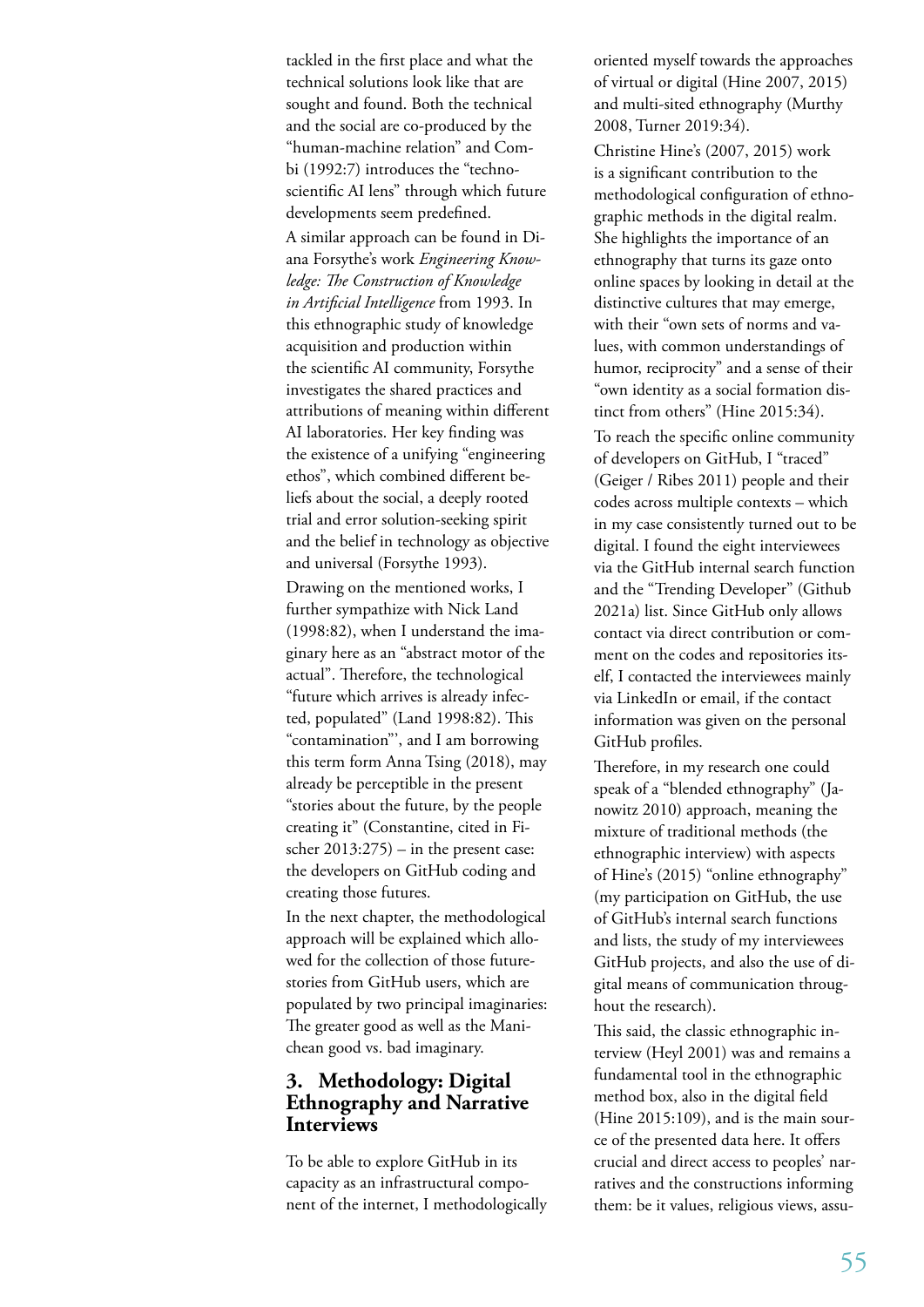tackled in the first place and what the technical solutions look like that are sought and found. Both the technical and the social are co-produced by the "human-machine relation" and Combi (1992:7) introduces the "techno-scientific AI lens" through which future developments seem predefined.

A similar approach can be found in Diana Forsythe's work *Engineering Knowledge: The Construction of Knowledge in Artificial Intelligence* from 1993. In this ethnographic study of knowledge acquisition and production within the scientific AI community, Forsythe investigates the shared practices and attributions of meaning within different AI laboratories. Her key finding was the existence of a unifying "engineering ethos", which combined different beliefs about the social, a deeply rooted trial and error solution-seeking spirit and the belief in technology as objective and universal (Forsythe 1993).

Drawing on the mentioned works, I further sympathize with Nick Land (1998:82), when I understand the imaginary here as an "abstract motor of the actual". Therefore, the technological "future which arrives is already infected, populated" (Land 1998:82). This "contamination"', and I am borrowing this term form Anna Tsing (2018), may already be perceptible in the present "stories about the future, by the people creating it" (Constantine, cited in Fischer 2013:275) – in the present case: the developers on GitHub coding and creating those futures.

In the next chapter, the methodological approach will be explained which allowed for the collection of those future-stories from GitHub users, which are populated by two principal imaginaries: The greater good as well as the Manichean good vs. bad imaginary.

## 3. Methodology: Digital Ethnography and Narrative Interviews

To be able to explore GitHub in its capacity as an infrastructural component of the internet, I methodologically oriented myself towards the approaches of virtual or digital (Hine 2007, 2015) and multi-sited ethnography (Murthy 2008, Turner 2019:34).

Christine Hine's (2007, 2015) work is a significant contribution to the methodological configuration of ethnographic methods in the digital realm. She highlights the importance of an ethnography that turns its gaze onto online spaces by looking in detail at the distinctive cultures that may emerge, with their "own sets of norms and values, with common understandings of humor, reciprocity" and a sense of their "own identity as a social formation distinct from others" (Hine 2015:34).

To reach the specific online community of developers on GitHub, I "traced" (Geiger / Ribes 2011) people and their codes across multiple contexts – which in my case consistently turned out to be digital. I found the eight interviewees via the GitHub internal search function and the "Trending Developer" (Github 2021a) list. Since GitHub only allows contact via direct contribution or comment on the codes and repositories itself, I contacted the interviewees mainly via LinkedIn or email, if the contact information was given on the personal GitHub profiles.

Therefore, in my research one could speak of a "blended ethnography" (Janowitz 2010) approach, meaning the mixture of traditional methods (the ethnographic interview) with aspects of Hine's (2015) "online ethnography" (my participation on GitHub, the use of GitHub's internal search functions and lists, the study of my interviewees GitHub projects, and also the use of digital means of communication throughout the research).

This said, the classic ethnographic interview (Heyl 2001) was and remains a fundamental tool in the ethnographic method box, also in the digital field (Hine 2015:109), and is the main source of the presented data here. It offers crucial and direct access to peoples' narratives and the constructions informing them: be it values, religious views, assu-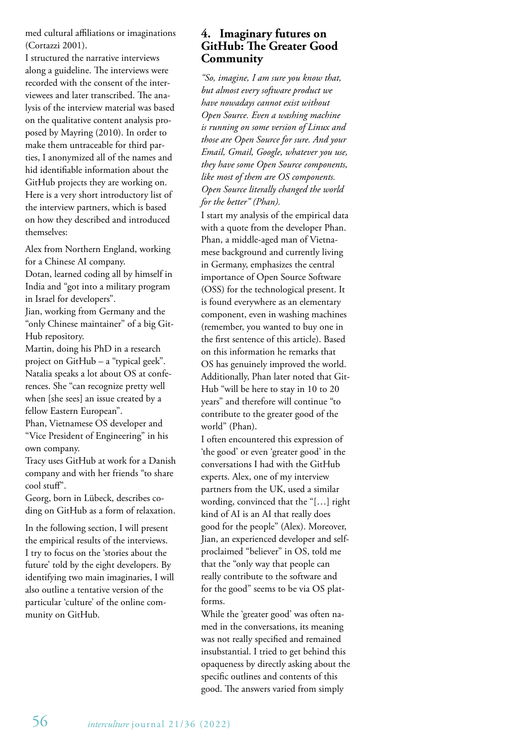med cultural affiliations or imaginations (Cortazzi 2001).

I structured the narrative interviews along a guideline. The interviews were recorded with the consent of the interviewees and later transcribed. The analysis of the interview material was based on the qualitative content analysis proposed by Mayring (2010). In order to make them untraceable for third parties, I anonymized all of the names and hid identifiable information about the GitHub projects they are working on. Here is a very short introductory list of the interview partners, which is based on how they described and introduced themselves:

Alex from Northern England, working for a Chinese AI company.
Dotan, learned coding all by himself in India and "got into a military program in Israel for developers".
Jian, working from Germany and the "only Chinese maintainer" of a big GitHub repository.
Martin, doing his PhD in a research project on GitHub – a "typical geek".
Natalia speaks a lot about OS at conferences. She "can recognize pretty well when [she sees] an issue created by a fellow Eastern European".
Phan, Vietnamese OS developer and "Vice President of Engineering" in his own company.
Tracy uses GitHub at work for a Danish company and with her friends "to share cool stuff".
Georg, born in Lübeck, describes coding on GitHub as a form of relaxation.

In the following section, I will present the empirical results of the interviews. I try to focus on the 'stories about the future' told by the eight developers. By identifying two main imaginaries, I will also outline a tentative version of the particular 'culture' of the online community on GitHub.

## 4. Imaginary futures on GitHub: The Greater Good Community

*"So, imagine, I am sure you know that, but almost every software product we have nowadays cannot exist without Open Source. Even a washing machine is running on some version of Linux and those are Open Source for sure. And your Email, Gmail, Google, whatever you use, they have some Open Source components, like most of them are OS components. Open Source literally changed the world for the better" (Phan).*

I start my analysis of the empirical data with a quote from the developer Phan. Phan, a middle-aged man of Vietnamese background and currently living in Germany, emphasizes the central importance of Open Source Software (OSS) for the technological present. It is found everywhere as an elementary component, even in washing machines (remember, you wanted to buy one in the first sentence of this article). Based on this information he remarks that OS has genuinely improved the world. Additionally, Phan later noted that GitHub "will be here to stay in 10 to 20 years" and therefore will continue "to contribute to the greater good of the world" (Phan).

I often encountered this expression of 'the good' or even 'greater good' in the conversations I had with the GitHub experts. Alex, one of my interview partners from the UK, used a similar wording, convinced that the "[…] right kind of AI is an AI that really does good for the people" (Alex). Moreover, Jian, an experienced developer and self-proclaimed "believer" in OS, told me that the "only way that people can really contribute to the software and for the good" seems to be via OS platforms.

While the 'greater good' was often named in the conversations, its meaning was not really specified and remained insubstantial. I tried to get behind this opaqueness by directly asking about the specific outlines and contents of this good. The answers varied from simply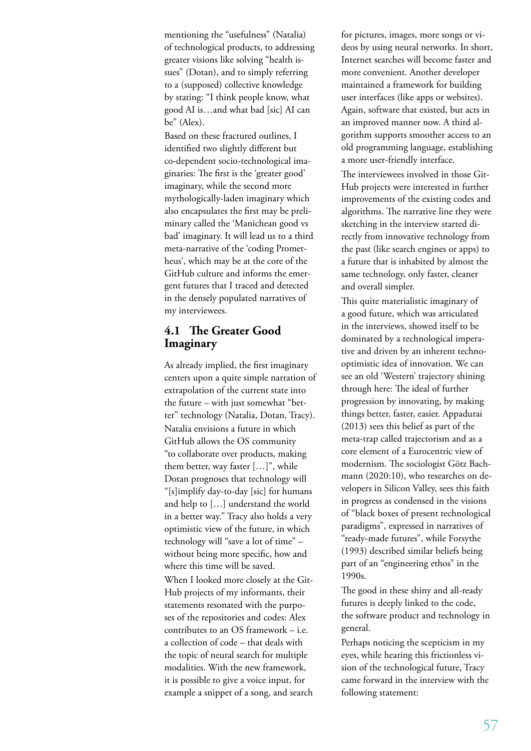mentioning the "usefulness" (Natalia) of technological products, to addressing greater visions like solving "health issues" (Dotan), and to simply referring to a (supposed) collective knowledge by stating: "I think people know, what good AI is…and what bad [sic] AI can be" (Alex).

Based on these fractured outlines, I identified two slightly different but co-dependent socio-technological imaginaries: The first is the 'greater good' imaginary, while the second more mythologically-laden imaginary which also encapsulates the first may be preliminary called the 'Manichean good vs bad' imaginary. It will lead us to a third meta-narrative of the 'coding Prometheus', which may be at the core of the GitHub culture and informs the emergent futures that I traced and detected in the densely populated narratives of my interviewees.

## 4.1 The Greater Good Imaginary

As already implied, the first imaginary centers upon a quite simple narration of extrapolation of the current state into the future – with just somewhat "better" technology (Natalia, Dotan, Tracy). Natalia envisions a future in which GitHub allows the OS community "to collaborate over products, making them better, way faster […]", while Dotan prognoses that technology will "[s]implify day-to-day [sic] for humans and help to […] understand the world in a better way." Tracy also holds a very optimistic view of the future, in which technology will "save a lot of time" – without being more specific, how and where this time will be saved.

When I looked more closely at the GitHub projects of my informants, their statements resonated with the purposes of the repositories and codes: Alex contributes to an OS framework – i.e. a collection of code – that deals with the topic of neural search for multiple modalities. With the new framework, it is possible to give a voice input, for example a snippet of a song, and search for pictures, images, more songs or videos by using neural networks. In short, Internet searches will become faster and more convenient. Another developer maintained a framework for building user interfaces (like apps or websites). Again, software that existed, but acts in an improved manner now. A third algorithm supports smoother access to an old programming language, establishing a more user-friendly interface.

The interviewees involved in those GitHub projects were interested in further improvements of the existing codes and algorithms. The narrative line they were sketching in the interview started directly from innovative technology from the past (like search engines or apps) to a future that is inhabited by almost the same technology, only faster, cleaner and overall simpler.

This quite materialistic imaginary of a good future, which was articulated in the interviews, showed itself to be dominated by a technological imperative and driven by an inherent techno-optimistic idea of innovation. We can see an old 'Western' trajectory shining through here: The ideal of further progression by innovating, by making things better, faster, easier. Appadurai (2013) sees this belief as part of the meta-trap called trajectorism and as a core element of a Eurocentric view of modernism. The sociologist Götz Bachmann (2020:10), who researches on developers in Silicon Valley, sees this faith in progress as condensed in the visions of "black boxes of present technological paradigms", expressed in narratives of "ready-made futures", while Forsythe (1993) described similar beliefs being part of an "engineering ethos" in the 1990s.

The good in these shiny and all-ready futures is deeply linked to the code, the software product and technology in general.

Perhaps noticing the scepticism in my eyes, while hearing this frictionless vision of the technological future, Tracy came forward in the interview with the following statement: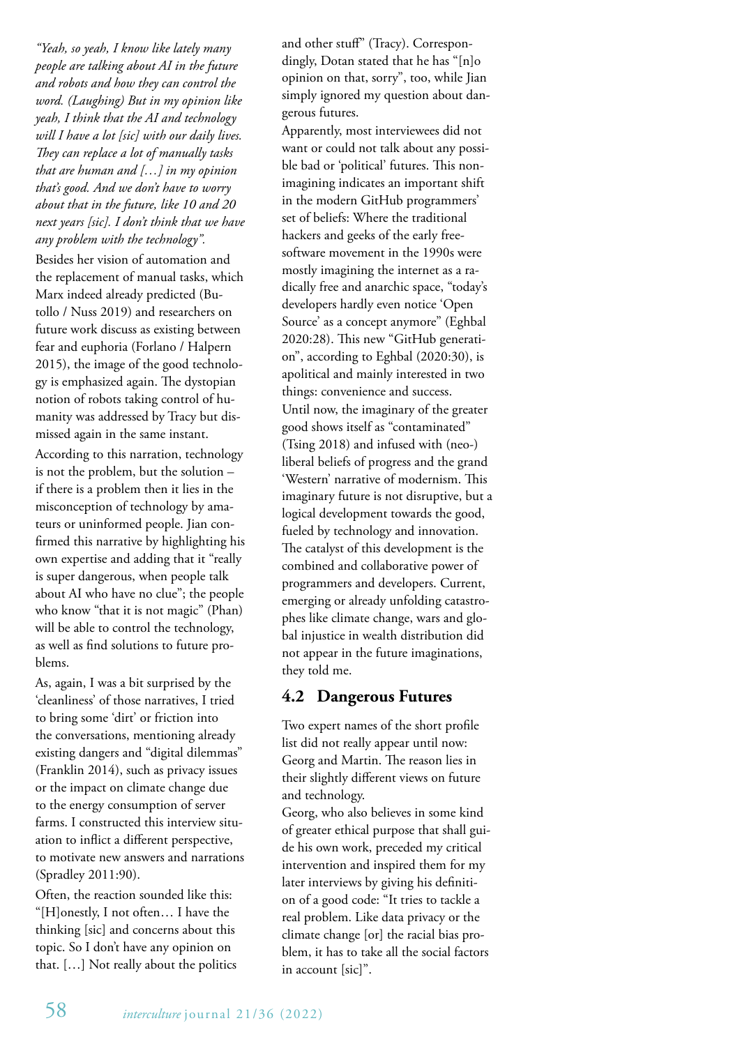*"Yeah, so yeah, I know like lately many people are talking about AI in the future and robots and how they can control the word. (Laughing) But in my opinion like yeah, I think that the AI and technology will I have a lot [sic] with our daily lives. They can replace a lot of manually tasks that are human and […] in my opinion that's good. And we don't have to worry about that in the future, like 10 and 20 next years [sic]. I don't think that we have any problem with the technology".*

Besides her vision of automation and the replacement of manual tasks, which Marx indeed already predicted (Butollo / Nuss 2019) and researchers on future work discuss as existing between fear and euphoria (Forlano / Halpern 2015), the image of the good technology is emphasized again. The dystopian notion of robots taking control of humanity was addressed by Tracy but dismissed again in the same instant.

According to this narration, technology is not the problem, but the solution – if there is a problem then it lies in the misconception of technology by amateurs or uninformed people. Jian confirmed this narrative by highlighting his own expertise and adding that it "really is super dangerous, when people talk about AI who have no clue"; the people who know "that it is not magic" (Phan) will be able to control the technology, as well as find solutions to future problems.

As, again, I was a bit surprised by the 'cleanliness' of those narratives, I tried to bring some 'dirt' or friction into the conversations, mentioning already existing dangers and "digital dilemmas" (Franklin 2014), such as privacy issues or the impact on climate change due to the energy consumption of server farms. I constructed this interview situation to inflict a different perspective, to motivate new answers and narrations (Spradley 2011:90).

Often, the reaction sounded like this: "[H]onestly, I not often… I have the thinking [sic] and concerns about this topic. So I don't have any opinion on that. […] Not really about the politics and other stuff" (Tracy). Correspondingly, Dotan stated that he has "[n]o opinion on that, sorry", too, while Jian simply ignored my question about dangerous futures.

Apparently, most interviewees did not want or could not talk about any possible bad or 'political' futures. This non-imagining indicates an important shift in the modern GitHub programmers' set of beliefs: Where the traditional hackers and geeks of the early free-software movement in the 1990s were mostly imagining the internet as a radically free and anarchic space, "today's developers hardly even notice 'Open Source' as a concept anymore" (Eghbal 2020:28). This new "GitHub generation", according to Eghbal (2020:30), is apolitical and mainly interested in two things: convenience and success.

Until now, the imaginary of the greater good shows itself as "contaminated" (Tsing 2018) and infused with (neo-) liberal beliefs of progress and the grand 'Western' narrative of modernism. This imaginary future is not disruptive, but a logical development towards the good, fueled by technology and innovation. The catalyst of this development is the combined and collaborative power of programmers and developers. Current, emerging or already unfolding catastrophes like climate change, wars and global injustice in wealth distribution did not appear in the future imaginations, they told me.

## 4.2 Dangerous Futures

Two expert names of the short profile list did not really appear until now: Georg and Martin. The reason lies in their slightly different views on future and technology.

Georg, who also believes in some kind of greater ethical purpose that shall guide his own work, preceded my critical intervention and inspired them for my later interviews by giving his definition of a good code: "It tries to tackle a real problem. Like data privacy or the climate change [or] the racial bias problem, it has to take all the social factors in account [sic]".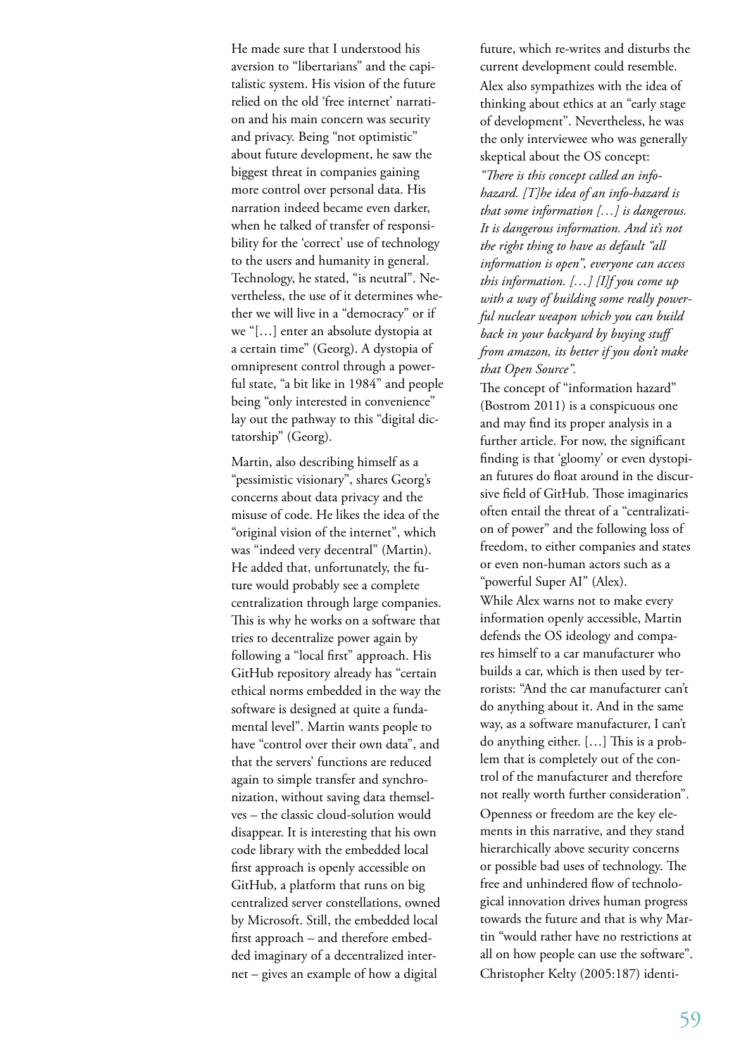He made sure that I understood his aversion to "libertarians" and the capitalistic system. His vision of the future relied on the old 'free internet' narration and his main concern was security and privacy. Being "not optimistic" about future development, he saw the biggest threat in companies gaining more control over personal data. His narration indeed became even darker, when he talked of transfer of responsibility for the 'correct' use of technology to the users and humanity in general. Technology, he stated, "is neutral". Nevertheless, the use of it determines whether we will live in a "democracy" or if we "[…] enter an absolute dystopia at a certain time" (Georg). A dystopia of omnipresent control through a powerful state, "a bit like in 1984" and people being "only interested in convenience" lay out the pathway to this "digital dictatorship" (Georg).

Martin, also describing himself as a "pessimistic visionary", shares Georg's concerns about data privacy and the misuse of code. He likes the idea of the "original vision of the internet", which was "indeed very decentral" (Martin). He added that, unfortunately, the future would probably see a complete centralization through large companies. This is why he works on a software that tries to decentralize power again by following a "local first" approach. His GitHub repository already has "certain ethical norms embedded in the way the software is designed at quite a fundamental level". Martin wants people to have "control over their own data", and that the servers' functions are reduced again to simple transfer and synchronization, without saving data themselves – the classic cloud-solution would disappear. It is interesting that his own code library with the embedded local first approach is openly accessible on GitHub, a platform that runs on big centralized server constellations, owned by Microsoft. Still, the embedded local first approach – and therefore embedded imaginary of a decentralized internet – gives an example of how a digital future, which re-writes and disturbs the current development could resemble.

Alex also sympathizes with the idea of thinking about ethics at an "early stage of development". Nevertheless, he was the only interviewee who was generally skeptical about the OS concept:

*"There is this concept called an info-hazard. [T]he idea of an info-hazard is that some information […] is dangerous. It is dangerous information. And it's not the right thing to have as default "all information is open", everyone can access this information. […] [I]f you come up with a way of building some really powerful nuclear weapon which you can build back in your backyard by buying stuff from amazon, its better if you don't make that Open Source".*

The concept of "information hazard" (Bostrom 2011) is a conspicuous one and may find its proper analysis in a further article. For now, the significant finding is that 'gloomy' or even dystopian futures do float around in the discursive field of GitHub. Those imaginaries often entail the threat of a "centralization of power" and the following loss of freedom, to either companies and states or even non-human actors such as a "powerful Super AI" (Alex).

While Alex warns not to make every information openly accessible, Martin defends the OS ideology and compares himself to a car manufacturer who builds a car, which is then used by terrorists: "And the car manufacturer can't do anything about it. And in the same way, as a software manufacturer, I can't do anything either. […] This is a problem that is completely out of the control of the manufacturer and therefore not really worth further consideration".

Openness or freedom are the key elements in this narrative, and they stand hierarchically above security concerns or possible bad uses of technology. The free and unhindered flow of technological innovation drives human progress towards the future and that is why Martin "would rather have no restrictions at all on how people can use the software". Christopher Kelty (2005:187) identi-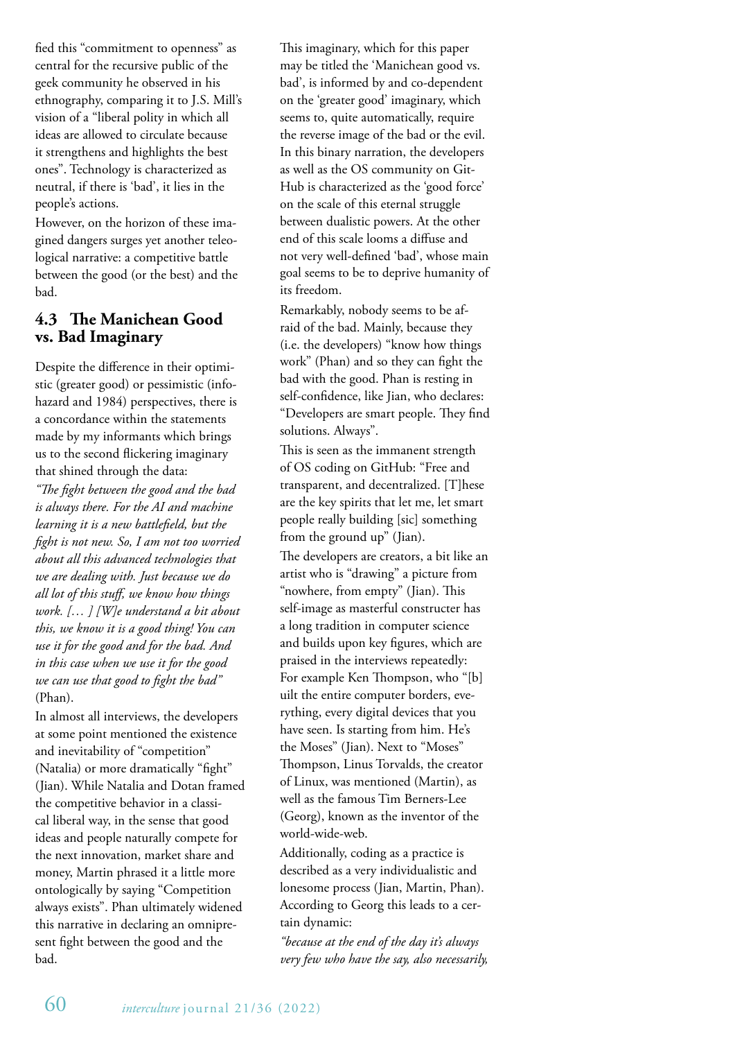fied this "commitment to openness" as central for the recursive public of the geek community he observed in his ethnography, comparing it to J.S. Mill's vision of a "liberal polity in which all ideas are allowed to circulate because it strengthens and highlights the best ones". Technology is characterized as neutral, if there is 'bad', it lies in the people's actions.

However, on the horizon of these imagined dangers surges yet another teleological narrative: a competitive battle between the good (or the best) and the bad.

## 4.3 The Manichean Good vs. Bad Imaginary

Despite the difference in their optimistic (greater good) or pessimistic (infohazard and 1984) perspectives, there is a concordance within the statements made by my informants which brings us to the second flickering imaginary that shined through the data:

*"The fight between the good and the bad is always there. For the AI and machine learning it is a new battlefield, but the fight is not new. So, I am not too worried about all this advanced technologies that we are dealing with. Just because we do all lot of this stuff, we know how things work. [… ] [W]e understand a bit about this, we know it is a good thing! You can use it for the good and for the bad. And in this case when we use it for the good we can use that good to fight the bad"* (Phan).

In almost all interviews, the developers at some point mentioned the existence and inevitability of "competition" (Natalia) or more dramatically "fight" (Jian). While Natalia and Dotan framed the competitive behavior in a classical liberal way, in the sense that good ideas and people naturally compete for the next innovation, market share and money, Martin phrased it a little more ontologically by saying "Competition always exists". Phan ultimately widened this narrative in declaring an omnipresent fight between the good and the bad.

This imaginary, which for this paper may be titled the 'Manichean good vs. bad', is informed by and co-dependent on the 'greater good' imaginary, which seems to, quite automatically, require the reverse image of the bad or the evil. In this binary narration, the developers as well as the OS community on GitHub is characterized as the 'good force' on the scale of this eternal struggle between dualistic powers. At the other end of this scale looms a diffuse and not very well-defined 'bad', whose main goal seems to be to deprive humanity of its freedom.

Remarkably, nobody seems to be afraid of the bad. Mainly, because they (i.e. the developers) "know how things work" (Phan) and so they can fight the bad with the good. Phan is resting in self-confidence, like Jian, who declares: "Developers are smart people. They find solutions. Always".

This is seen as the immanent strength of OS coding on GitHub: "Free and transparent, and decentralized. [T]hese are the key spirits that let me, let smart people really building [sic] something from the ground up" (Jian).

The developers are creators, a bit like an artist who is "drawing" a picture from "nowhere, from empty" (Jian). This self-image as masterful constructer has a long tradition in computer science and builds upon key figures, which are praised in the interviews repeatedly: For example Ken Thompson, who "[b]uilt the entire computer borders, everything, every digital devices that you have seen. Is starting from him. He's the Moses" (Jian). Next to "Moses" Thompson, Linus Torvalds, the creator of Linux, was mentioned (Martin), as well as the famous Tim Berners-Lee (Georg), known as the inventor of the world-wide-web.

Additionally, coding as a practice is described as a very individualistic and lonesome process (Jian, Martin, Phan). According to Georg this leads to a certain dynamic:

*"because at the end of the day it's always very few who have the say, also necessarily,*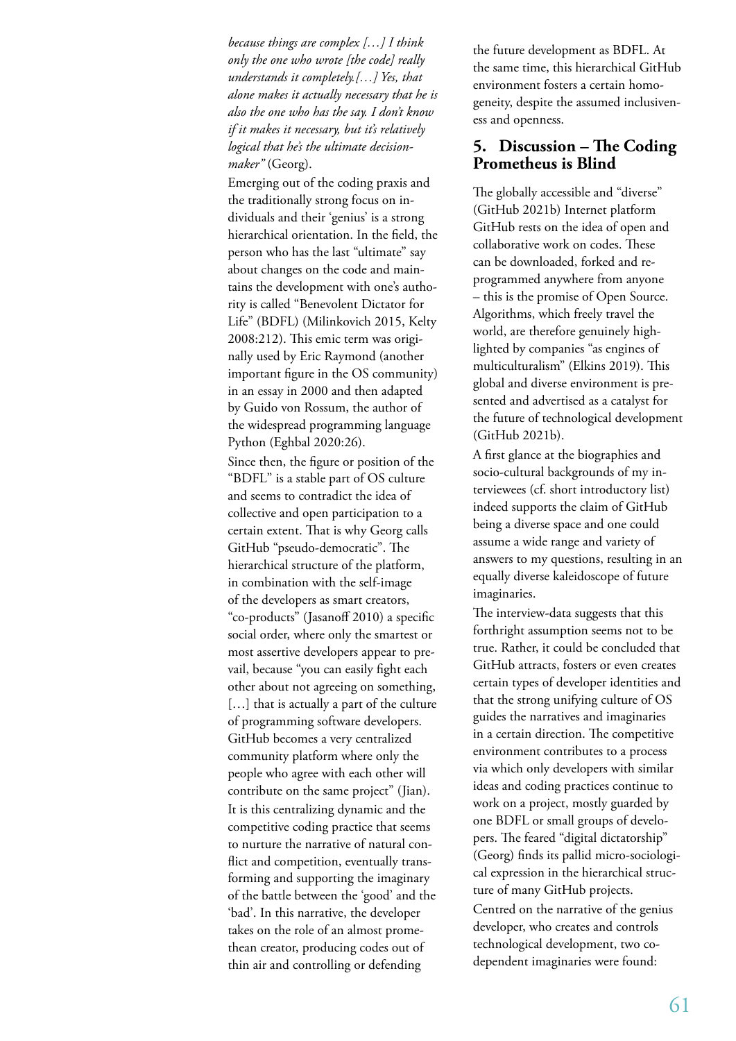*because things are complex […] I think only the one who wrote [the code] really understands it completely.[…] Yes, that alone makes it actually necessary that he is also the one who has the say. I don't know if it makes it necessary, but it's relatively logical that he's the ultimate decision-maker"* (Georg).

Emerging out of the coding praxis and the traditionally strong focus on individuals and their 'genius' is a strong hierarchical orientation. In the field, the person who has the last "ultimate" say about changes on the code and maintains the development with one's authority is called "Benevolent Dictator for Life" (BDFL) (Milinkovich 2015, Kelty 2008:212). This emic term was originally used by Eric Raymond (another important figure in the OS community) in an essay in 2000 and then adapted by Guido von Rossum, the author of the widespread programming language Python (Eghbal 2020:26).

Since then, the figure or position of the "BDFL" is a stable part of OS culture and seems to contradict the idea of collective and open participation to a certain extent. That is why Georg calls GitHub "pseudo-democratic". The hierarchical structure of the platform, in combination with the self-image of the developers as smart creators, "co-products" (Jasanoff 2010) a specific social order, where only the smartest or most assertive developers appear to prevail, because "you can easily fight each other about not agreeing on something, […] that is actually a part of the culture of programming software developers. GitHub becomes a very centralized community platform where only the people who agree with each other will contribute on the same project" (Jian).

It is this centralizing dynamic and the competitive coding practice that seems to nurture the narrative of natural conflict and competition, eventually transforming and supporting the imaginary of the battle between the 'good' and the 'bad'. In this narrative, the developer takes on the role of an almost promethean creator, producing codes out of thin air and controlling or defending the future development as BDFL. At the same time, this hierarchical GitHub environment fosters a certain homogeneity, despite the assumed inclusiveness and openness.

## 5. Discussion – The Coding Prometheus is Blind

The globally accessible and "diverse" (GitHub 2021b) Internet platform GitHub rests on the idea of open and collaborative work on codes. These can be downloaded, forked and reprogrammed anywhere from anyone – this is the promise of Open Source. Algorithms, which freely travel the world, are therefore genuinely highlighted by companies "as engines of multiculturalism" (Elkins 2019). This global and diverse environment is presented and advertised as a catalyst for the future of technological development (GitHub 2021b).

A first glance at the biographies and socio-cultural backgrounds of my interviewees (cf. short introductory list) indeed supports the claim of GitHub being a diverse space and one could assume a wide range and variety of answers to my questions, resulting in an equally diverse kaleidoscope of future imaginaries.

The interview-data suggests that this forthright assumption seems not to be true. Rather, it could be concluded that GitHub attracts, fosters or even creates certain types of developer identities and that the strong unifying culture of OS guides the narratives and imaginaries in a certain direction. The competitive environment contributes to a process via which only developers with similar ideas and coding practices continue to work on a project, mostly guarded by one BDFL or small groups of developers. The feared "digital dictatorship" (Georg) finds its pallid micro-sociological expression in the hierarchical structure of many GitHub projects.

Centred on the narrative of the genius developer, who creates and controls technological development, two co-dependent imaginaries were found: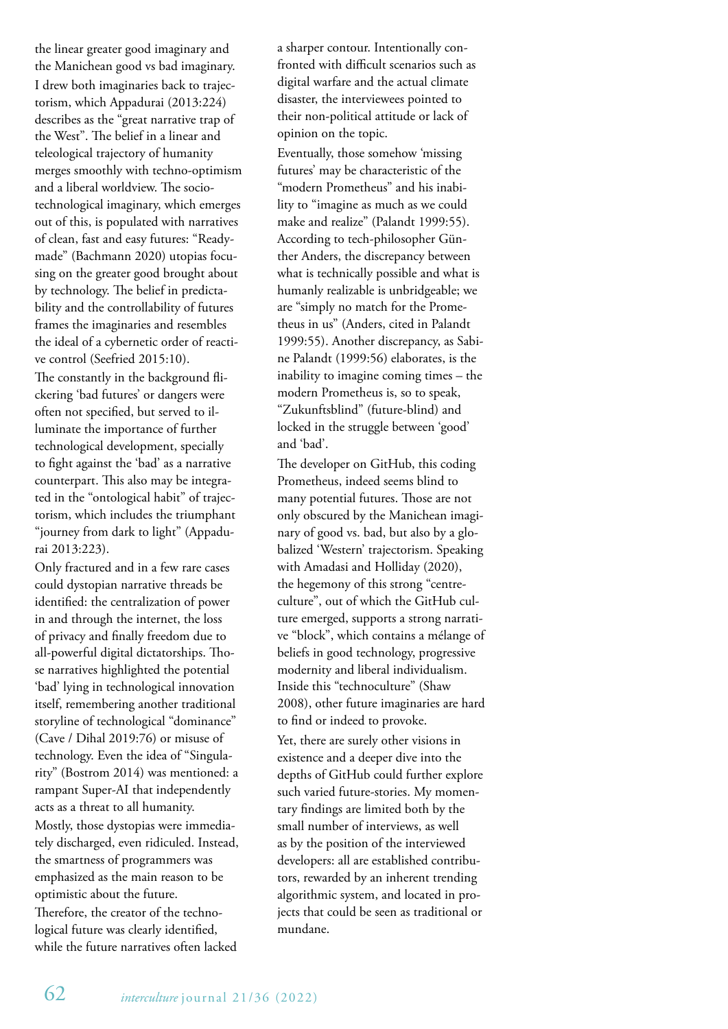the linear greater good imaginary and the Manichean good vs bad imaginary. I drew both imaginaries back to trajectorism, which Appadurai (2013:224) describes as the "great narrative trap of the West". The belief in a linear and teleological trajectory of humanity merges smoothly with techno-optimism and a liberal worldview. The socio-technological imaginary, which emerges out of this, is populated with narratives of clean, fast and easy futures: "Ready-made" (Bachmann 2020) utopias focusing on the greater good brought about by technology. The belief in predictability and the controllability of futures frames the imaginaries and resembles the ideal of a cybernetic order of reactive control (Seefried 2015:10).

The constantly in the background flickering 'bad futures' or dangers were often not specified, but served to illuminate the importance of further technological development, specially to fight against the 'bad' as a narrative counterpart. This also may be integrated in the "ontological habit" of trajectorism, which includes the triumphant "journey from dark to light" (Appadurai 2013:223).

Only fractured and in a few rare cases could dystopian narrative threads be identified: the centralization of power in and through the internet, the loss of privacy and finally freedom due to all-powerful digital dictatorships. Those narratives highlighted the potential 'bad' lying in technological innovation itself, remembering another traditional storyline of technological "dominance" (Cave / Dihal 2019:76) or misuse of technology. Even the idea of "Singularity" (Bostrom 2014) was mentioned: a rampant Super-AI that independently acts as a threat to all humanity.

Mostly, those dystopias were immediately discharged, even ridiculed. Instead, the smartness of programmers was emphasized as the main reason to be optimistic about the future.

Therefore, the creator of the technological future was clearly identified, while the future narratives often lacked a sharper contour. Intentionally confronted with difficult scenarios such as digital warfare and the actual climate disaster, the interviewees pointed to their non-political attitude or lack of opinion on the topic.

Eventually, those somehow 'missing futures' may be characteristic of the "modern Prometheus" and his inability to "imagine as much as we could make and realize" (Palandt 1999:55). According to tech-philosopher Günther Anders, the discrepancy between what is technically possible and what is humanly realizable is unbridgeable; we are "simply no match for the Prometheus in us" (Anders, cited in Palandt 1999:55). Another discrepancy, as Sabine Palandt (1999:56) elaborates, is the inability to imagine coming times – the modern Prometheus is, so to speak, "Zukunftsblind" (future-blind) and locked in the struggle between 'good' and 'bad'.

The developer on GitHub, this coding Prometheus, indeed seems blind to many potential futures. Those are not only obscured by the Manichean imaginary of good vs. bad, but also by a globalized 'Western' trajectorism. Speaking with Amadasi and Holliday (2020), the hegemony of this strong "centre-culture", out of which the GitHub culture emerged, supports a strong narrative "block", which contains a mélange of beliefs in good technology, progressive modernity and liberal individualism. Inside this "technoculture" (Shaw 2008), other future imaginaries are hard to find or indeed to provoke.

Yet, there are surely other visions in existence and a deeper dive into the depths of GitHub could further explore such varied future-stories. My momentary findings are limited both by the small number of interviews, as well as by the position of the interviewed developers: all are established contributors, rewarded by an inherent trending algorithmic system, and located in projects that could be seen as traditional or mundane.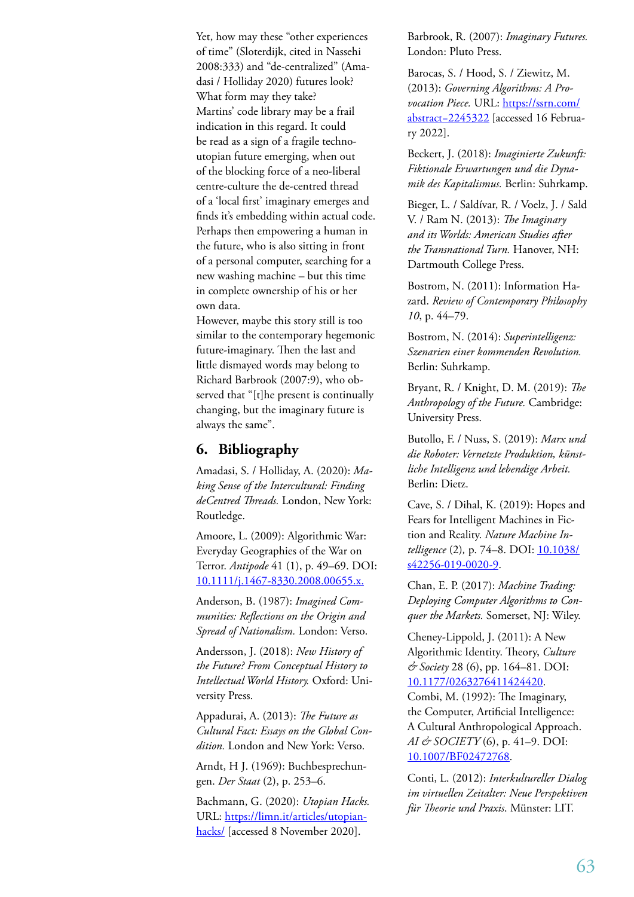Yet, how may these "other experiences of time" (Sloterdijk, cited in Nassehi 2008:333) and "de-centralized" (Amadasi / Holliday 2020) futures look? What form may they take?
Martins' code library may be a frail indication in this regard. It could be read as a sign of a fragile techno-utopian future emerging, when out of the blocking force of a neo-liberal centre-culture the de-centred thread of a 'local first' imaginary emerges and finds it's embedding within actual code. Perhaps then empowering a human in the future, who is also sitting in front of a personal computer, searching for a new washing machine – but this time in complete ownership of his or her own data.
However, maybe this story still is too similar to the contemporary hegemonic future-imaginary. Then the last and little dismayed words may belong to Richard Barbrook (2007:9), who observed that "[t]he present is continually changing, but the imaginary future is always the same".

## 6. Bibliography

Amadasi, S. / Holliday, A. (2020): *Making Sense of the Intercultural: Finding deCentred Threads.* London, New York: Routledge.

Amoore, L. (2009): Algorithmic War: Everyday Geographies of the War on Terror. *Antipode* 41 (1), p. 49–69. DOI: 10.1111/j.1467-8330.2008.00655.x.

Anderson, B. (1987): *Imagined Communities: Reflections on the Origin and Spread of Nationalism.* London: Verso.

Andersson, J. (2018): *New History of the Future? From Conceptual History to Intellectual World History.* Oxford: University Press.

Appadurai, A. (2013): *The Future as Cultural Fact: Essays on the Global Condition.* London and New York: Verso.

Arndt, H J. (1969): Buchbesprechungen. *Der Staat* (2), p. 253–6.

Bachmann, G. (2020): *Utopian Hacks.* URL: https://limn.it/articles/utopian-hacks/ [accessed 8 November 2020].

Barbrook, R. (2007): *Imaginary Futures.* London: Pluto Press.

Barocas, S. / Hood, S. / Ziewitz, M. (2013): *Governing Algorithms: A Provocation Piece.* URL: https://ssrn.com/abstract=2245322 [accessed 16 February 2022].

Beckert, J. (2018): *Imaginierte Zukunft: Fiktionale Erwartungen und die Dynamik des Kapitalismus.* Berlin: Suhrkamp.

Bieger, L. / Saldívar, R. / Voelz, J. / Sald V. / Ram N. (2013): *The Imaginary and its Worlds: American Studies after the Transnational Turn.* Hanover, NH: Dartmouth College Press.

Bostrom, N. (2011): Information Hazard. *Review of Contemporary Philosophy 10*, p. 44–79.

Bostrom, N. (2014): *Superintelligenz: Szenarien einer kommenden Revolution.* Berlin: Suhrkamp.

Bryant, R. / Knight, D. M. (2019): *The Anthropology of the Future.* Cambridge: University Press.

Butollo, F. / Nuss, S. (2019): *Marx und die Roboter: Vernetzte Produktion, künstliche Intelligenz und lebendige Arbeit.* Berlin: Dietz.

Cave, S. / Dihal, K. (2019): Hopes and Fears for Intelligent Machines in Fiction and Reality. *Nature Machine Intelligence* (2), p. 74–8. DOI: 10.1038/s42256-019-0020-9.

Chan, E. P. (2017): *Machine Trading: Deploying Computer Algorithms to Conquer the Markets.* Somerset, NJ: Wiley.

Cheney-Lippold, J. (2011): A New Algorithmic Identity. Theory, *Culture & Society* 28 (6), pp. 164–81. DOI: 10.1177/0263276411424420.

Combi, M. (1992): The Imaginary, the Computer, Artificial Intelligence: A Cultural Anthropological Approach. *AI & SOCIETY* (6), p. 41–9. DOI: 10.1007/BF02472768.

Conti, L. (2012): *Interkultureller Dialog im virtuellen Zeitalter: Neue Perspektiven für Theorie und Praxis.* Münster: LIT.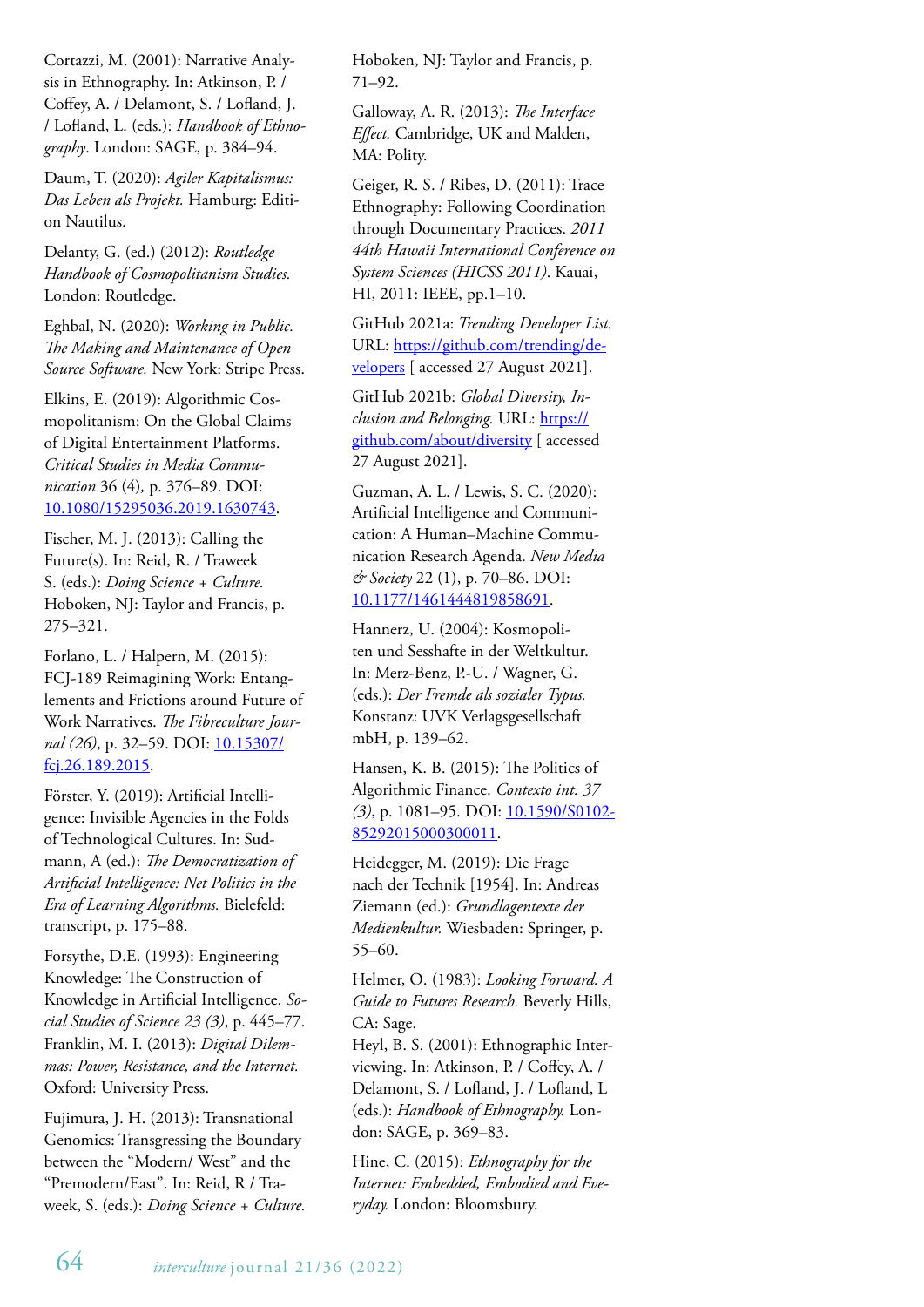Cortazzi, M. (2001): Narrative Analysis in Ethnography. In: Atkinson, P. / Coffey, A. / Delamont, S. / Lofland, J. / Lofland, L. (eds.): *Handbook of Ethnography*. London: SAGE, p. 384–94.

Daum, T. (2020): *Agiler Kapitalismus: Das Leben als Projekt.* Hamburg: Edition Nautilus.

Delanty, G. (ed.) (2012): *Routledge Handbook of Cosmopolitanism Studies.* London: Routledge.

Eghbal, N. (2020): *Working in Public. The Making and Maintenance of Open Source Software.* New York: Stripe Press.

Elkins, E. (2019): Algorithmic Cosmopolitanism: On the Global Claims of Digital Entertainment Platforms. *Critical Studies in Media Communication* 36 (4), p. 376–89. DOI: 10.1080/15295036.2019.1630743.

Fischer, M. J. (2013): Calling the Future(s). In: Reid, R. / Traweek S. (eds.): *Doing Science + Culture.* Hoboken, NJ: Taylor and Francis, p. 275–321.

Forlano, L. / Halpern, M. (2015): FCJ-189 Reimagining Work: Entanglements and Frictions around Future of Work Narratives. *The Fibreculture Journal (26)*, p. 32–59. DOI: 10.15307/fcj.26.189.2015.

Förster, Y. (2019): Artificial Intelligence: Invisible Agencies in the Folds of Technological Cultures. In: Sudmann, A (ed.): *The Democratization of Artificial Intelligence: Net Politics in the Era of Learning Algorithms.* Bielefeld: transcript, p. 175–88.

Forsythe, D.E. (1993): Engineering Knowledge: The Construction of Knowledge in Artificial Intelligence. *Social Studies of Science 23 (3)*, p. 445–77.

Franklin, M. I. (2013): *Digital Dilemmas: Power, Resistance, and the Internet.* Oxford: University Press.

Fujimura, J. H. (2013): Transnational Genomics: Transgressing the Boundary between the "Modern/ West" and the "Premodern/East". In: Reid, R / Traweek, S. (eds.): *Doing Science + Culture.* Hoboken, NJ: Taylor and Francis, p. 71–92.

Galloway, A. R. (2013): *The Interface Effect.* Cambridge, UK and Malden, MA: Polity.

Geiger, R. S. / Ribes, D. (2011): Trace Ethnography: Following Coordination through Documentary Practices. *2011 44th Hawaii International Conference on System Sciences (HICSS 2011)*. Kauai, HI, 2011: IEEE, pp.1–10.

GitHub 2021a: *Trending Developer List.* URL: https://github.com/trending/developers [ accessed 27 August 2021].

GitHub 2021b: *Global Diversity, Inclusion and Belonging.* URL: https://github.com/about/diversity [ accessed 27 August 2021].

Guzman, A. L. / Lewis, S. C. (2020): Artificial Intelligence and Communication: A Human–Machine Communication Research Agenda. *New Media & Society* 22 (1), p. 70–86. DOI: 10.1177/1461444819858691.

Hannerz, U. (2004): Kosmopoliten und Sesshafte in der Weltkultur. In: Merz-Benz, P.-U. / Wagner, G. (eds.): *Der Fremde als sozialer Typus.* Konstanz: UVK Verlagsgesellschaft mbH, p. 139–62.

Hansen, K. B. (2015): The Politics of Algorithmic Finance. *Contexto int. 37 (3)*, p. 1081–95. DOI: 10.1590/S0102-85292015000300011.

Heidegger, M. (2019): Die Frage nach der Technik [1954]. In: Andreas Ziemann (ed.): *Grundlagentexte der Medienkultur.* Wiesbaden: Springer, p. 55–60.

Helmer, O. (1983): *Looking Forward. A Guide to Futures Research.* Beverly Hills, CA: Sage.

Heyl, B. S. (2001): Ethnographic Interviewing. In: Atkinson, P. / Coffey, A. / Delamont, S. / Lofland, J. / Lofland, L (eds.): *Handbook of Ethnography.* London: SAGE, p. 369–83.

Hine, C. (2015): *Ethnography for the Internet: Embedded, Embodied and Everyday.* London: Bloomsbury.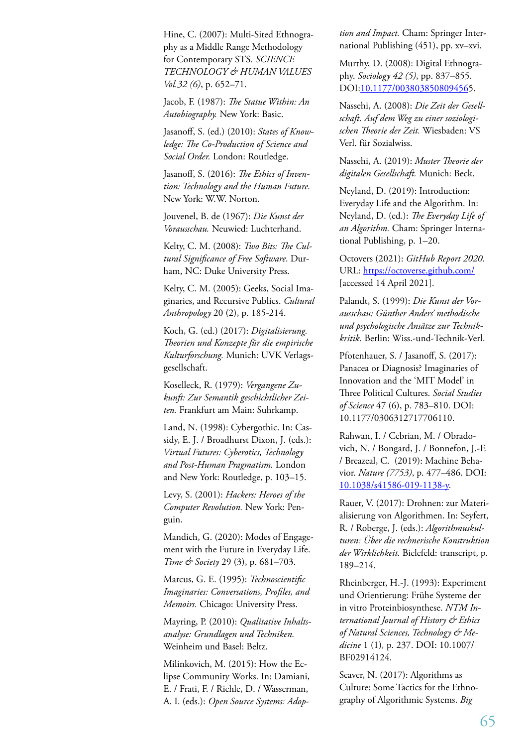Hine, C. (2007): Multi-Sited Ethnography as a Middle Range Methodology for Contemporary STS. *SCIENCE TECHNOLOGY & HUMAN VALUES Vol.32 (6)*, p. 652–71.

Jacob, F. (1987): *The Statue Within: An Autobiography.* New York: Basic.

Jasanoff, S. (ed.) (2010): *States of Knowledge: The Co-Production of Science and Social Order.* London: Routledge.

Jasanoff, S. (2016): *The Ethics of Invention: Technology and the Human Future.* New York: W.W. Norton.

Jouvenel, B. de (1967): *Die Kunst der Vorausschau.* Neuwied: Luchterhand.

Kelty, C. M. (2008): *Two Bits: The Cultural Significance of Free Software*. Durham, NC: Duke University Press.

Kelty, C. M. (2005): Geeks, Social Imaginaries, and Recursive Publics. *Cultural Anthropology* 20 (2), p. 185-214.

Koch, G. (ed.) (2017): *Digitalisierung. Theorien und Konzepte für die empirische Kulturforschung.* Munich: UVK Verlagsgesellschaft.

Koselleck, R. (1979): *Vergangene Zukunft: Zur Semantik geschichtlicher Zeiten.* Frankfurt am Main: Suhrkamp.

Land, N. (1998): Cybergothic. In: Cassidy, E. J. / Broadhurst Dixon, J. (eds.): *Virtual Futures: Cyberotics, Technology and Post-Human Pragmatism.* London and New York: Routledge, p. 103–15.

Levy, S. (2001): *Hackers: Heroes of the Computer Revolution.* New York: Penguin.

Mandich, G. (2020): Modes of Engagement with the Future in Everyday Life. *Time & Society* 29 (3), p. 681–703.

Marcus, G. E. (1995): *Technoscientific Imaginaries: Conversations, Profiles, and Memoirs.* Chicago: University Press.

Mayring, P. (2010): *Qualitative Inhaltsanalyse: Grundlagen und Techniken.* Weinheim und Basel: Beltz.

Milinkovich, M. (2015): How the Eclipse Community Works. In: Damiani, E. / Frati, F. / Riehle, D. / Wasserman, A. I. (eds.): *Open Source Systems: Adoption and Impact.* Cham: Springer International Publishing (451), pp. xv–xvi.

Murthy, D. (2008): Digital Ethnography. *Sociology 42 (5)*, pp. 837–855. DOI:10.1177/0038038508094565.

Nassehi, A. (2008): *Die Zeit der Gesellschaft. Auf dem Weg zu einer soziologischen Theorie der Zeit.* Wiesbaden: VS Verl. für Sozialwiss.

Nassehi, A. (2019): *Muster Theorie der digitalen Gesellschaft.* Munich: Beck.

Neyland, D. (2019): Introduction: Everyday Life and the Algorithm. In: Neyland, D. (ed.): *The Everyday Life of an Algorithm.* Cham: Springer International Publishing, p. 1–20.

Octovers (2021): *GitHub Report 2020.* URL: https://octoverse.github.com/ [accessed 14 April 2021].

Palandt, S. (1999): *Die Kunst der Vorausschau: Günther Anders' methodische und psychologische Ansätze zur Technikkritik.* Berlin: Wiss.-und-Technik-Verl.

Pfotenhauer, S. / Jasanoff, S. (2017): Panacea or Diagnosis? Imaginaries of Innovation and the 'MIT Model' in Three Political Cultures. *Social Studies of Science* 47 (6), p. 783–810. DOI: 10.1177/0306312717706110.

Rahwan, I. / Cebrian, M. / Obradovich, N. / Bongard, J. / Bonnefon, J.-F. / Breazeal, C. (2019): Machine Behavior. *Nature (7753)*, p. 477–486. DOI: 10.1038/s41586-019-1138-y.

Rauer, V. (2017): Drohnen: zur Materialisierung von Algorithmen. In: Seyfert, R. / Roberge, J. (eds.): *Algorithmuskulturen: Über die rechnerische Konstruktion der Wirklichkeit.* Bielefeld: transcript, p. 189–214.

Rheinberger, H.-J. (1993): Experiment und Orientierung: Frühe Systeme der in vitro Proteinbiosynthese. *NTM International Journal of History & Ethics of Natural Sciences, Technology & Medicine* 1 (1), p. 237. DOI: 10.1007/BF02914124.

Seaver, N. (2017): Algorithms as Culture: Some Tactics for the Ethnography of Algorithmic Systems. *Big*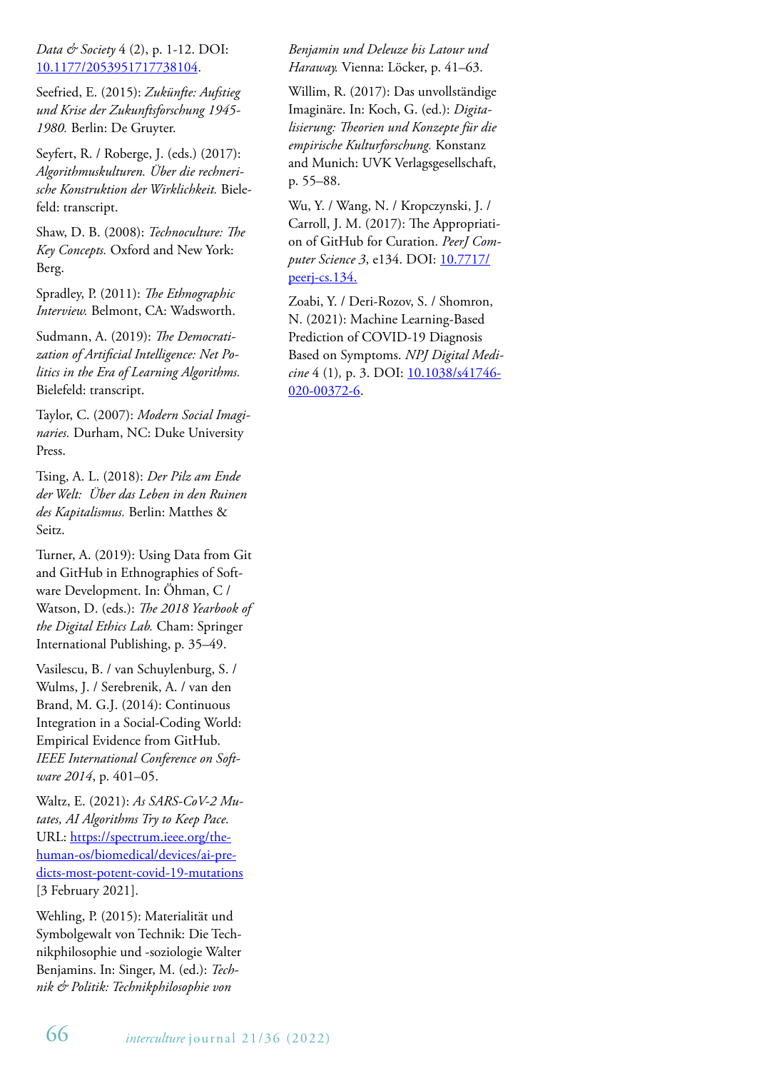*Data & Society* 4 (2), p. 1-12. DOI: 10.1177/2053951717738104.

Seefried, E. (2015): *Zukünfte: Aufstieg und Krise der Zukunftsforschung 1945-1980.* Berlin: De Gruyter.

Seyfert, R. / Roberge, J. (eds.) (2017): *Algorithmuskulturen. Über die rechnerische Konstruktion der Wirklichkeit.* Bielefeld: transcript.

Shaw, D. B. (2008): *Technoculture: The Key Concepts.* Oxford and New York: Berg.

Spradley, P. (2011): *The Ethnographic Interview.* Belmont, CA: Wadsworth.

Sudmann, A. (2019): *The Democratization of Artificial Intelligence: Net Politics in the Era of Learning Algorithms.* Bielefeld: transcript.

Taylor, C. (2007): *Modern Social Imaginaries.* Durham, NC: Duke University Press.

Tsing, A. L. (2018): *Der Pilz am Ende der Welt: Über das Leben in den Ruinen des Kapitalismus.* Berlin: Matthes & Seitz.

Turner, A. (2019): Using Data from Git and GitHub in Ethnographies of Software Development. In: Öhman, C / Watson, D. (eds.): *The 2018 Yearbook of the Digital Ethics Lab.* Cham: Springer International Publishing, p. 35–49.

Vasilescu, B. / van Schuylenburg, S. / Wulms, J. / Serebrenik, A. / van den Brand, M. G.J. (2014): Continuous Integration in a Social-Coding World: Empirical Evidence from GitHub. *IEEE International Conference on Software 2014*, p. 401–05.

Waltz, E. (2021): *As SARS-CoV-2 Mutates, AI Algorithms Try to Keep Pace.* URL: https://spectrum.ieee.org/the-human-os/biomedical/devices/ai-predicts-most-potent-covid-19-mutations [3 February 2021].

Wehling, P. (2015): Materialität und Symbolgewalt von Technik: Die Technikphilosophie und -soziologie Walter Benjamins. In: Singer, M. (ed.): *Technik & Politik: Technikphilosophie von Benjamin und Deleuze bis Latour und Haraway.* Vienna: Löcker, p. 41–63.

Willim, R. (2017): Das unvollständige Imaginäre. In: Koch, G. (ed.): *Digitalisierung: Theorien und Konzepte für die empirische Kulturforschung.* Konstanz and Munich: UVK Verlagsgesellschaft, p. 55–88.

Wu, Y. / Wang, N. / Kropczynski, J. / Carroll, J. M. (2017): The Appropriation of GitHub for Curation. *PeerJ Computer Science 3*, e134. DOI: 10.7717/peerj-cs.134.

Zoabi, Y. / Deri-Rozov, S. / Shomron, N. (2021): Machine Learning-Based Prediction of COVID-19 Diagnosis Based on Symptoms. *NPJ Digital Medicine* 4 (1), p. 3. DOI: 10.1038/s41746-020-00372-6.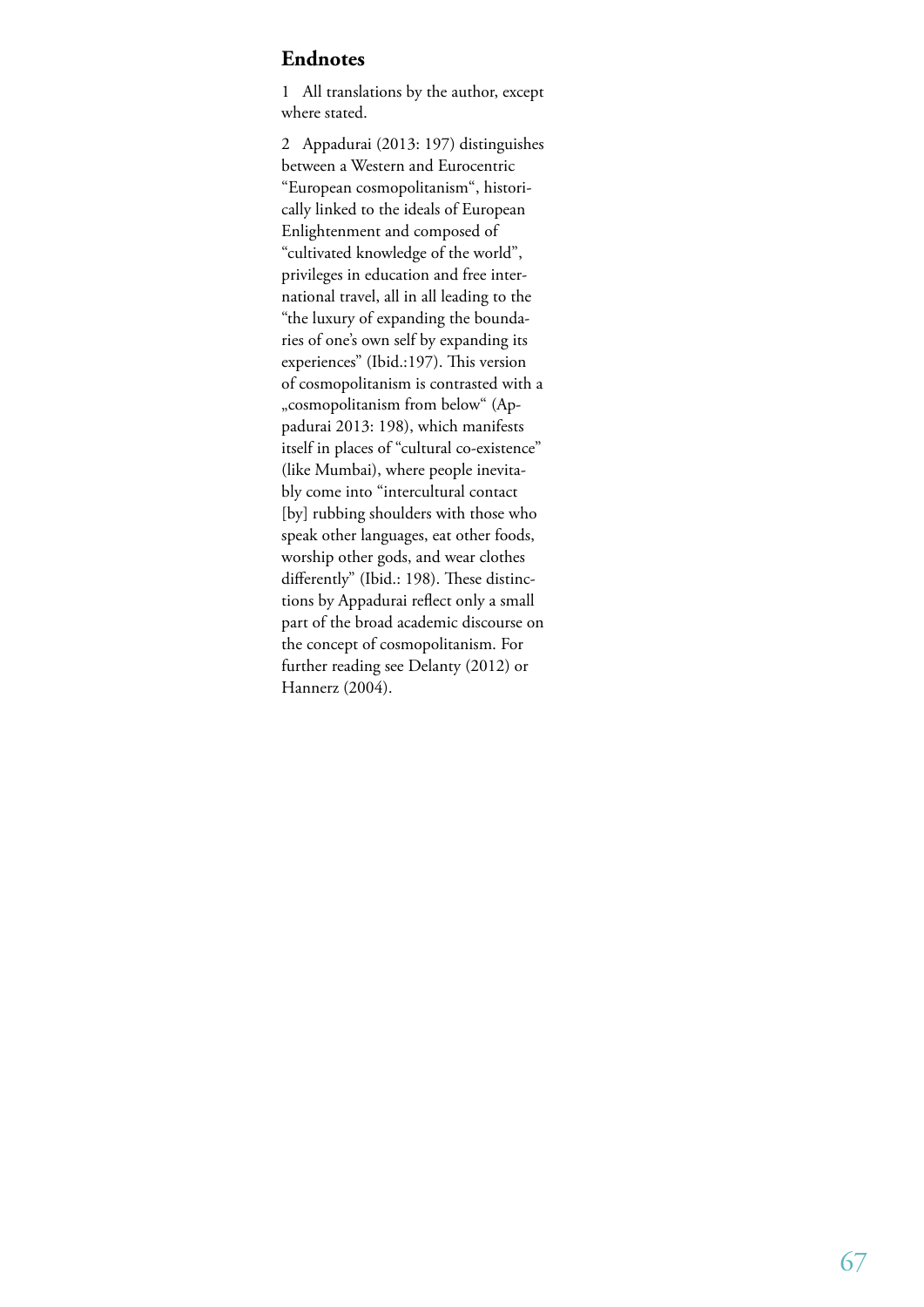## Endnotes

1 All translations by the author, except where stated.

2 Appadurai (2013: 197) distinguishes between a Western and Eurocentric "European cosmopolitanism", historically linked to the ideals of European Enlightenment and composed of "cultivated knowledge of the world", privileges in education and free international travel, all in all leading to the "the luxury of expanding the boundaries of one's own self by expanding its experiences" (Ibid.:197). This version of cosmopolitanism is contrasted with a „cosmopolitanism from below" (Appadurai 2013: 198), which manifests itself in places of "cultural co-existence" (like Mumbai), where people inevitably come into "intercultural contact [by] rubbing shoulders with those who speak other languages, eat other foods, worship other gods, and wear clothes differently" (Ibid.: 198). These distinctions by Appadurai reflect only a small part of the broad academic discourse on the concept of cosmopolitanism. For further reading see Delanty (2012) or Hannerz (2004).